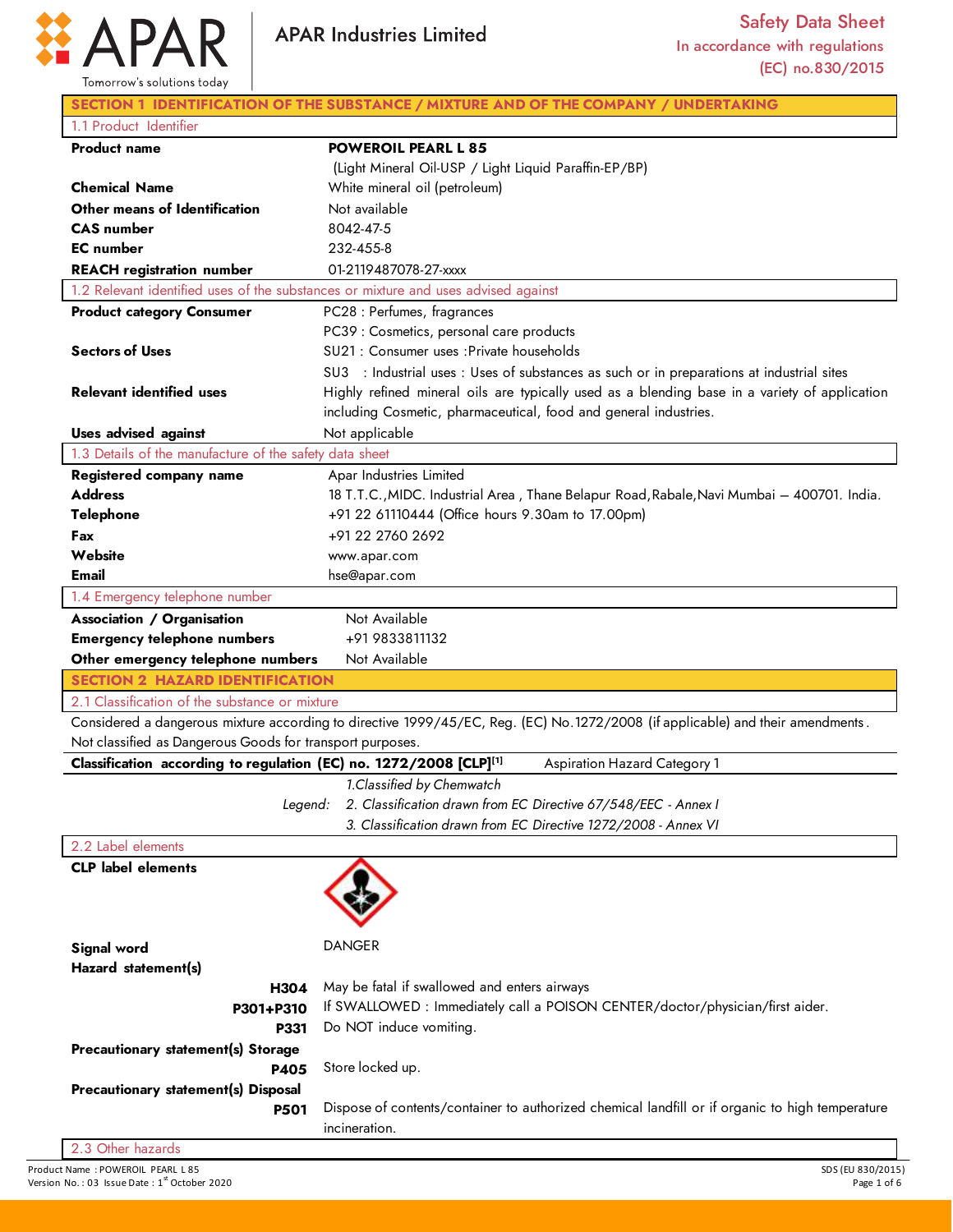APAR Industries Limited

# Safety Data Sheet

In accordance with regulations (EC) no.830/2015

## SECTION 1 IDENTIFICATION OF THE SUBSTANCE / MIXTURE AND OF THE COMPANY / UNDERTAKING

### 1.1 Product Identifier

| | |
|---|---|
| **Product name** | **POWEROIL PEARL L 85** (Light Mineral Oil-USP / Light Liquid Paraffin-EP/BP) |
| **Chemical Name** | White mineral oil (petroleum) |
| **Other means of Identification** | Not available |
| **CAS number** | 8042-47-5 |
| **EC number** | 232-455-8 |
| **REACH registration number** | 01-2119487078-27-xxxx |

### 1.2 Relevant identified uses of the substances or mixture and uses advised against

| | |
|---|---|
| **Product category Consumer** | PC28 : Perfumes, fragrances<br>PC39 : Cosmetics, personal care products |
| **Sectors of Uses** | SU21 : Consumer uses :Private households<br>SU3 : Industrial uses : Uses of substances as such or in preparations at industrial sites |
| **Relevant identified uses** | Highly refined mineral oils are typically used as a blending base in a variety of application including Cosmetic, pharmaceutical, food and general industries. |
| **Uses advised against** | Not applicable |

### 1.3 Details of the manufacture of the safety data sheet

| | |
|---|---|
| **Registered company name** | Apar Industries Limited |
| **Address** | 18 T.T.C.,MIDC. Industrial Area , Thane Belapur Road,Rabale,Navi Mumbai – 400701. India. |
| **Telephone** | +91 22 61110444 (Office hours 9.30am to 17.00pm) |
| **Fax** | +91 22 2760 2692 |
| **Website** | www.apar.com |
| **Email** | hse@apar.com |

### 1.4 Emergency telephone number

| | |
|---|---|
| **Association / Organisation** | Not Available |
| **Emergency telephone numbers** | +91 9833811132 |
| **Other emergency telephone numbers** | Not Available |

## SECTION 2 HAZARD IDENTIFICATION

### 2.1 Classification of the substance or mixture

Considered a dangerous mixture according to directive 1999/45/EC, Reg. (EC) No.1272/2008 (if applicable) and their amendments. Not classified as Dangerous Goods for transport purposes.

**Classification according to regulation (EC) no. 1272/2008 [CLP][1]** Aspiration Hazard Category 1

Legend:
*1.Classified by Chemwatch*
*2. Classification drawn from EC Directive 67/548/EEC - Annex I*
*3. Classification drawn from EC Directive 1272/2008 - Annex VI*

### 2.2 Label elements

**CLP label elements**

**Signal word** DANGER

**Hazard statement(s)**

| | |
|---|---|
| **H304** | May be fatal if swallowed and enters airways |
| **P301+P310** | If SWALLOWED : Immediately call a POISON CENTER/doctor/physician/first aider. |
| **P331** | Do NOT induce vomiting. |

**Precautionary statement(s) Storage**

| | |
|---|---|
| **P405** | Store locked up. |

**Precautionary statement(s) Disposal**

| | |
|---|---|
| **P501** | Dispose of contents/container to authorized chemical landfill or if organic to high temperature incineration. |

### 2.3 Other hazards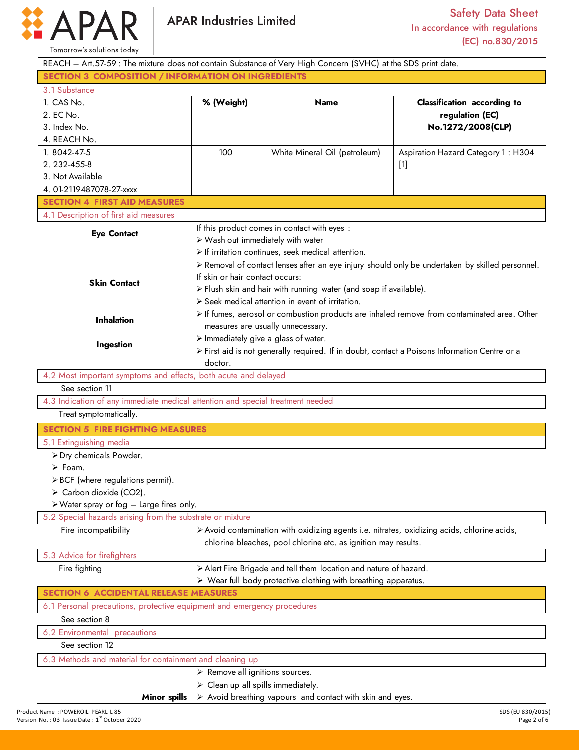REACH – Art.57-59 : The mixture does not contain Substance of Very High Concern (SVHC) at the SDS print date.

## SECTION 3 COMPOSITION / INFORMATION ON INGREDIENTS

### 3.1 Substance

| 1. CAS No.<br>2. EC No.<br>3. Index No.<br>4. REACH No. | % (Weight) | Name | Classification according to regulation (EC) No.1272/2008(CLP) |
|---|---|---|---|
| 1. 8042-47-5<br>2. 232-455-8<br>3. Not Available<br>4. 01-2119487078-27-xxxx | 100 | White Mineral Oil (petroleum) | Aspiration Hazard Category 1 : H304 [1] |

## SECTION 4 FIRST AID MEASURES

### 4.1 Description of first aid measures

**Eye Contact**

If this product comes in contact with eyes :

- Wash out immediately with water
- If irritation continues, seek medical attention.
- Removal of contact lenses after an eye injury should only be undertaken by skilled personnel.

**Skin Contact**

If skin or hair contact occurs:

- Flush skin and hair with running water (and soap if available).
- Seek medical attention in event of irritation.

**Inhalation**

- If fumes, aerosol or combustion products are inhaled remove from contaminated area. Other measures are usually unnecessary.

**Ingestion**

- Immediately give a glass of water.
- First aid is not generally required. If in doubt, contact a Poisons Information Centre or a doctor.

### 4.2 Most important symptoms and effects, both acute and delayed

See section 11

### 4.3 Indication of any immediate medical attention and special treatment needed

Treat symptomatically.

## SECTION 5 FIRE FIGHTING MEASURES

### 5.1 Extinguishing media

- Dry chemicals Powder.
- Foam.
- BCF (where regulations permit).
- Carbon dioxide ($CO_2$).
- Water spray or fog – Large fires only.

### 5.2 Special hazards arising from the substrate or mixture

Fire incompatibility

- Avoid contamination with oxidizing agents i.e. nitrates, oxidizing acids, chlorine acids, chlorine bleaches, pool chlorine etc. as ignition may results.

### 5.3 Advice for firefighters

Fire fighting

- Alert Fire Brigade and tell them location and nature of hazard.
- Wear full body protective clothing with breathing apparatus.

## SECTION 6 ACCIDENTAL RELEASE MEASURES

### 6.1 Personal precautions, protective equipment and emergency procedures

See section 8

### 6.2 Environmental precautions

See section 12

### 6.3 Methods and material for containment and cleaning up

**Minor spills**

- Remove all ignitions sources.
- Clean up all spills immediately.
- Avoid breathing vapours and contact with skin and eyes.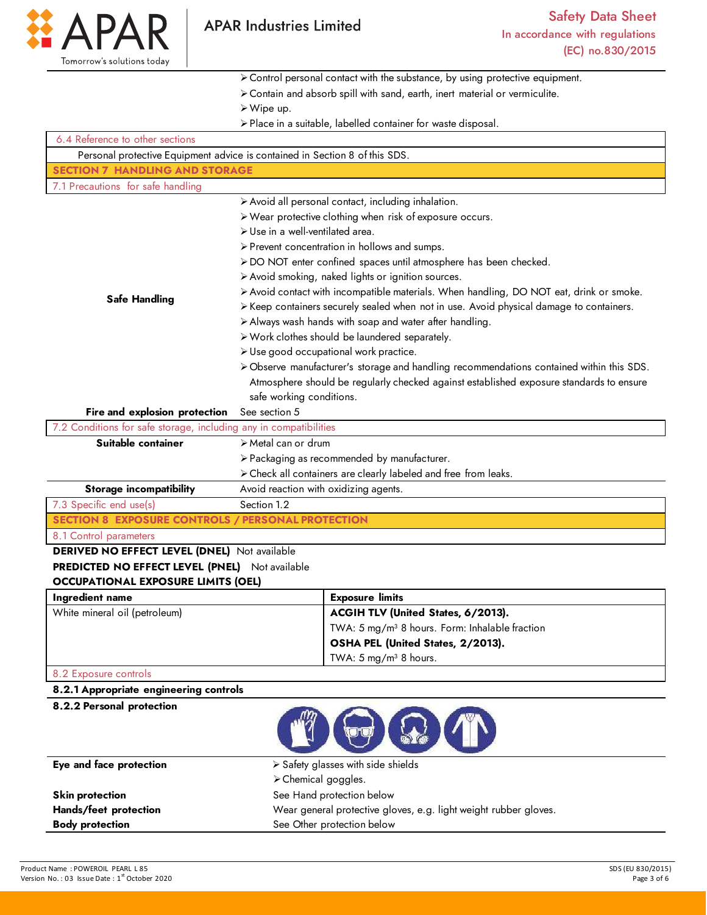- Control personal contact with the substance, by using protective equipment.
- Contain and absorb spill with sand, earth, inert material or vermiculite.
- Wipe up.
- Place in a suitable, labelled container for waste disposal.

### 6.4 Reference to other sections

Personal protective Equipment advice is contained in Section 8 of this SDS.

## SECTION 7 HANDLING AND STORAGE

### 7.1 Precautions for safe handling

**Safe Handling**

- Avoid all personal contact, including inhalation.
- Wear protective clothing when risk of exposure occurs.
- Use in a well-ventilated area.
- Prevent concentration in hollows and sumps.
- DO NOT enter confined spaces until atmosphere has been checked.
- Avoid smoking, naked lights or ignition sources.
- Avoid contact with incompatible materials. When handling, DO NOT eat, drink or smoke.
- Keep containers securely sealed when not in use. Avoid physical damage to containers.
- Always wash hands with soap and water after handling.
- Work clothes should be laundered separately.
- Use good occupational work practice.
- Observe manufacturer's storage and handling recommendations contained within this SDS. Atmosphere should be regularly checked against established exposure standards to ensure safe working conditions.

**Fire and explosion protection** See section 5

### 7.2 Conditions for safe storage, including any in compatibilities

**Suitable container**

- Metal can or drum
- Packaging as recommended by manufacturer.
- Check all containers are clearly labeled and free from leaks.

**Storage incompatibility** Avoid reaction with oxidizing agents.

### 7.3 Specific end use(s)

Section 1.2

## SECTION 8 EXPOSURE CONTROLS / PERSONAL PROTECTION

### 8.1 Control parameters

**DERIVED NO EFFECT LEVEL (DNEL)** Not available

**PREDICTED NO EFFECT LEVEL (PNEL)** Not available

**OCCUPATIONAL EXPOSURE LIMITS (OEL)**

| Ingredient name | Exposure limits |
|---|---|
| White mineral oil (petroleum) | **ACGIH TLV (United States, 6/2013).**<br>TWA: 5 mg/m³ 8 hours. Form: Inhalable fraction<br>**OSHA PEL (United States, 2/2013).**<br>TWA: 5 mg/m³ 8 hours. |

### 8.2 Exposure controls

**8.2.1 Appropriate engineering controls**

**8.2.2 Personal protection**

**Eye and face protection**

- Safety glasses with side shields
- Chemical goggles.

**Skin protection** See Hand protection below

**Hands/feet protection** Wear general protective gloves, e.g. light weight rubber gloves.

**Body protection** See Other protection below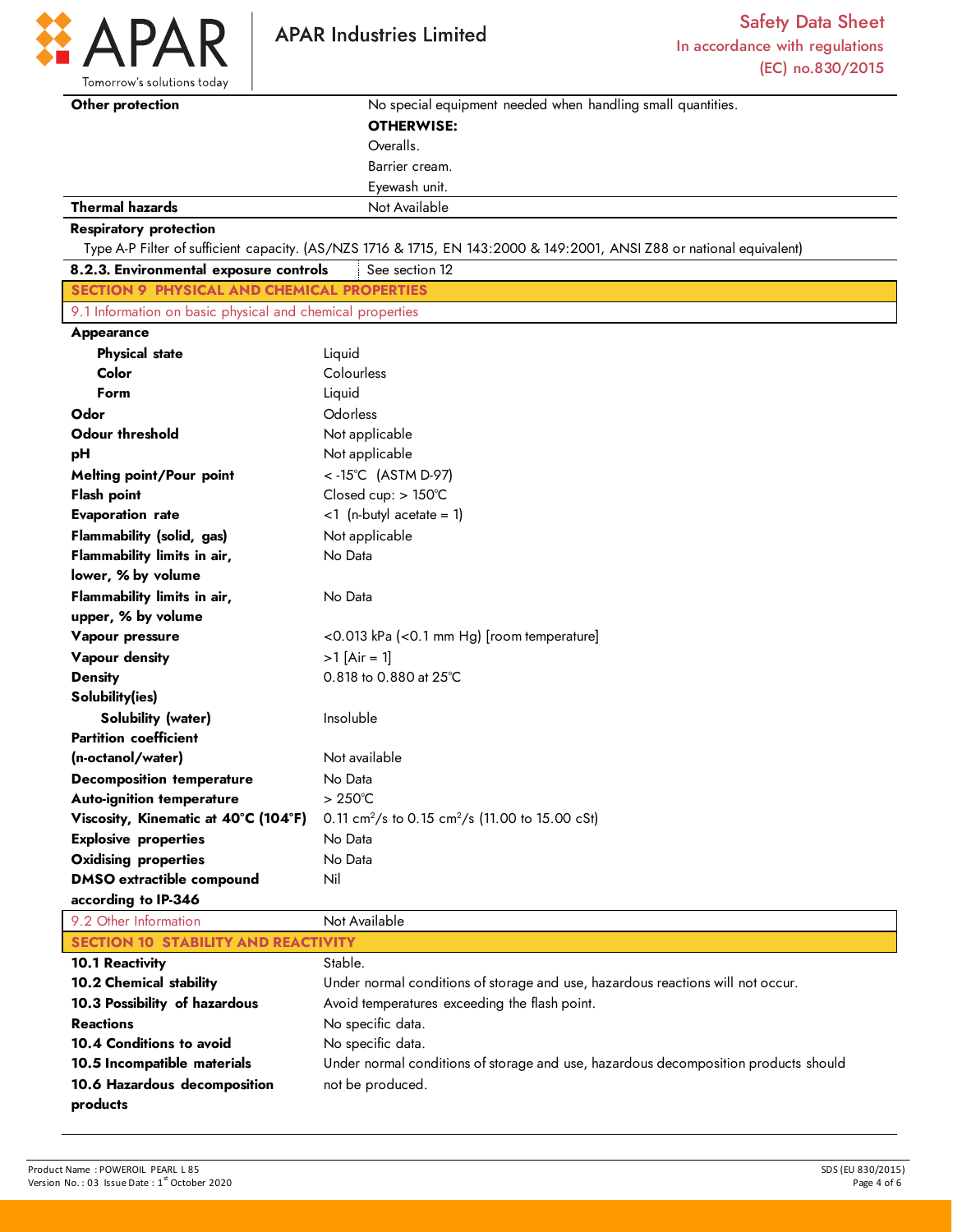| | |
|---|---|
| **Other protection** | No special equipment needed when handling small quantities.<br>**OTHERWISE:**<br>Overalls.<br>Barrier cream.<br>Eyewash unit. |
| **Thermal hazards** | Not Available |

**Respiratory protection**

Type A-P Filter of sufficient capacity. (AS/NZS 1716 & 1715, EN 143:2000 & 149:2001, ANSI Z88 or national equivalent)

| | |
|---|---|
| **8.2.3. Environmental exposure controls** | See section 12 |

## SECTION 9 PHYSICAL AND CHEMICAL PROPERTIES

### 9.1 Information on basic physical and chemical properties

| | |
|---|---|
| **Appearance** | |
| **Physical state** | Liquid |
| **Color** | Colourless |
| **Form** | Liquid |
| **Odor** | Odorless |
| **Odour threshold** | Not applicable |
| **pH** | Not applicable |
| **Melting point/Pour point** | < -15°C (ASTM D-97) |
| **Flash point** | Closed cup: > 150°C |
| **Evaporation rate** | <1 (n-butyl acetate = 1) |
| **Flammability (solid, gas)** | Not applicable |
| **Flammability limits in air, lower, % by volume** | No Data |
| **Flammability limits in air, upper, % by volume** | No Data |
| **Vapour pressure** | <0.013 kPa (<0.1 mm Hg) [room temperature] |
| **Vapour density** | >1 [Air = 1] |
| **Density** | 0.818 to 0.880 at 25°C |
| **Solubility(ies)** | |
| **Solubility (water)** | Insoluble |
| **Partition coefficient (n-octanol/water)** | Not available |
| **Decomposition temperature** | No Data |
| **Auto-ignition temperature** | > 250°C |
| **Viscosity, Kinematic at 40°C (104°F)** | 0.11 $cm^2/s$ to 0.15 $cm^2/s$ (11.00 to 15.00 cSt) |
| **Explosive properties** | No Data |
| **Oxidising properties** | No Data |
| **DMSO extractible compound according to IP-346** | Nil |

| | |
|---|---|
| 9.2 Other Information | Not Available |

## SECTION 10 STABILITY AND REACTIVITY

| | |
|---|---|
| **10.1 Reactivity** | Stable. |
| **10.2 Chemical stability** | Under normal conditions of storage and use, hazardous reactions will not occur. |
| **10.3 Possibility of hazardous Reactions** | Avoid temperatures exceeding the flash point. |
| | No specific data. |
| **10.4 Conditions to avoid** | No specific data. |
| **10.5 Incompatible materials** | Under normal conditions of storage and use, hazardous decomposition products should not be produced. |
| **10.6 Hazardous decomposition products** | |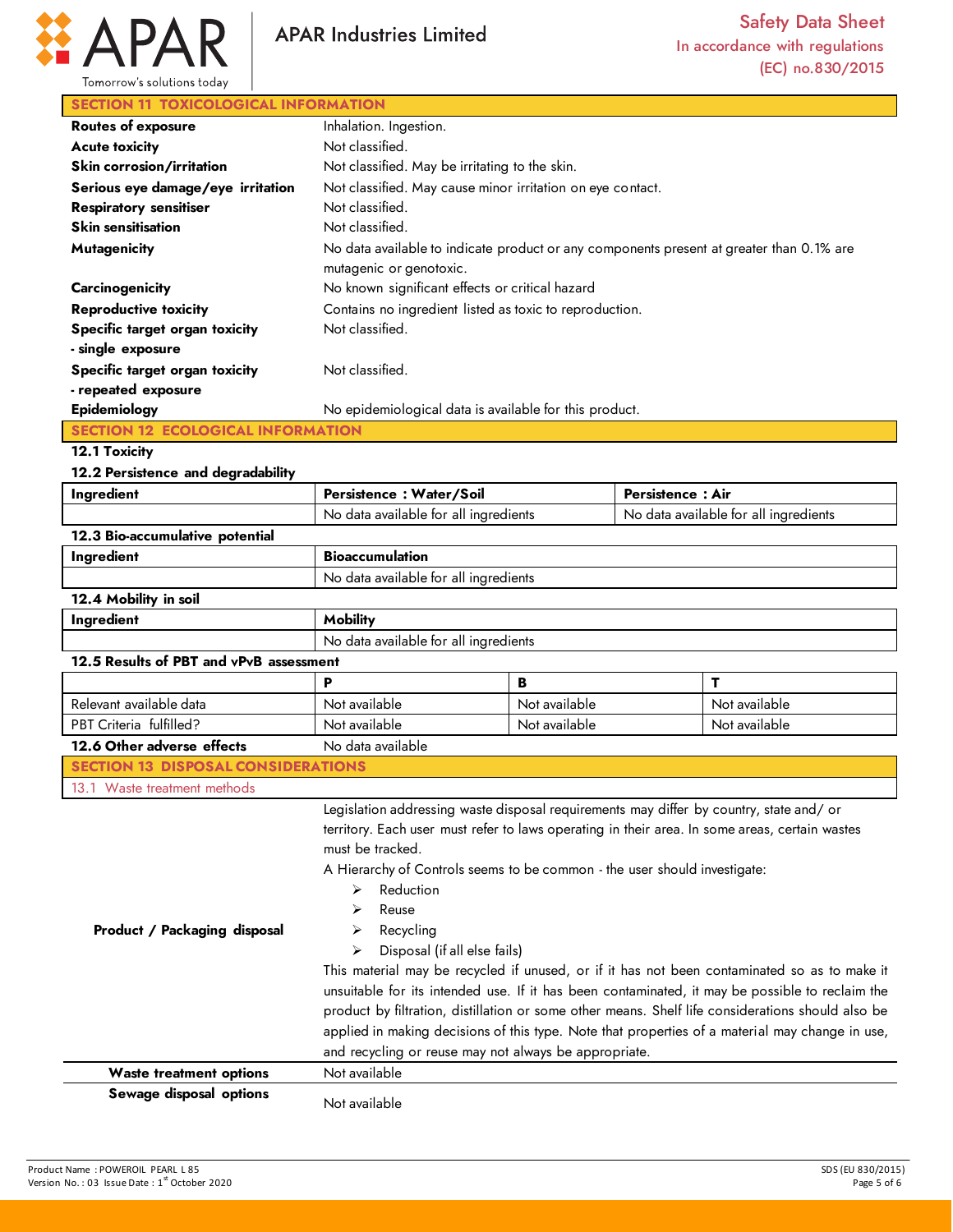## SECTION 11 TOXICOLOGICAL INFORMATION

| | |
|---|---|
| **Routes of exposure** | Inhalation. Ingestion. |
| **Acute toxicity** | Not classified. |
| **Skin corrosion/irritation** | Not classified. May be irritating to the skin. |
| **Serious eye damage/eye irritation** | Not classified. May cause minor irritation on eye contact. |
| **Respiratory sensitiser** | Not classified. |
| **Skin sensitisation** | Not classified. |
| **Mutagenicity** | No data available to indicate product or any components present at greater than 0.1% are mutagenic or genotoxic. |
| **Carcinogenicity** | No known significant effects or critical hazard |
| **Reproductive toxicity** | Contains no ingredient listed as toxic to reproduction. |
| **Specific target organ toxicity - single exposure** | Not classified. |
| **Specific target organ toxicity - repeated exposure** | Not classified. |
| **Epidemiology** | No epidemiological data is available for this product. |

## SECTION 12 ECOLOGICAL INFORMATION

**12.1 Toxicity**

**12.2 Persistence and degradability**

| Ingredient | Persistence : Water/Soil | Persistence : Air |
|---|---|---|
| | No data available for all ingredients | No data available for all ingredients |

**12.3 Bio-accumulative potential**

| Ingredient | Bioaccumulation |
|---|---|
| | No data available for all ingredients |

**12.4 Mobility in soil**

| Ingredient | Mobility |
|---|---|
| | No data available for all ingredients |

**12.5 Results of PBT and vPvB assessment**

| | P | B | T |
|---|---|---|---|
| Relevant available data | Not available | Not available | Not available |
| PBT Criteria fulfilled? | Not available | Not available | Not available |

**12.6 Other adverse effects** No data available

## SECTION 13 DISPOSAL CONSIDERATIONS

13.1 Waste treatment methods

**Product / Packaging disposal**

Legislation addressing waste disposal requirements may differ by country, state and/ or territory. Each user must refer to laws operating in their area. In some areas, certain wastes must be tracked.

A Hierarchy of Controls seems to be common - the user should investigate:

- Reduction
- Reuse
- Recycling
- Disposal (if all else fails)

This material may be recycled if unused, or if it has not been contaminated so as to make it unsuitable for its intended use. If it has been contaminated, it may be possible to reclaim the product by filtration, distillation or some other means. Shelf life considerations should also be applied in making decisions of this type. Note that properties of a material may change in use, and recycling or reuse may not always be appropriate.

| | |
|---|---|
| **Waste treatment options** | Not available |
| **Sewage disposal options** | Not available |

Product Name : POWEROIL PEARL L 85
Version No. : 03 Issue Date : 1st October 2020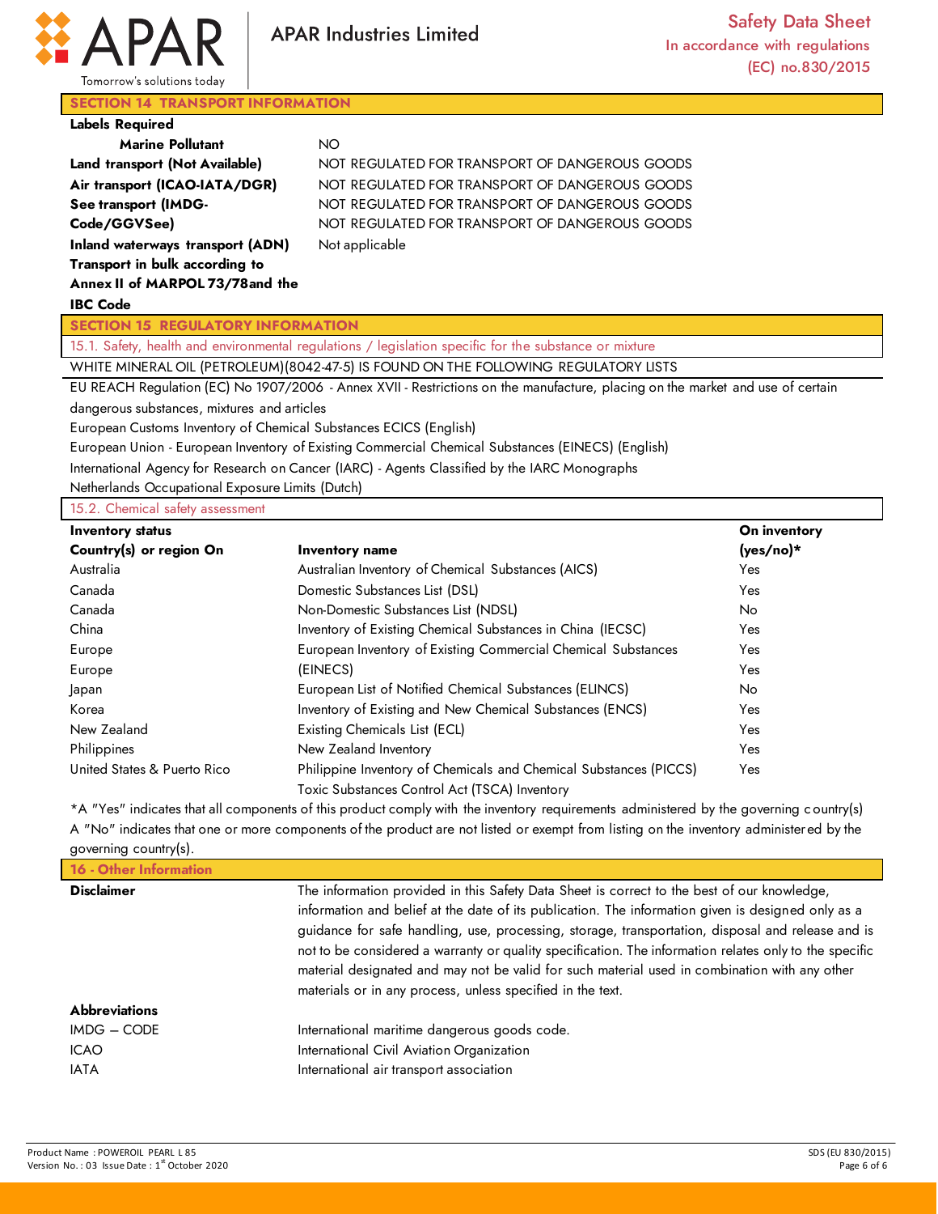## SECTION 14 TRANSPORT INFORMATION

| | |
|---|---|
| **Labels Required** | |
| **Marine Pollutant** | NO |
| **Land transport (Not Available)** | NOT REGULATED FOR TRANSPORT OF DANGEROUS GOODS |
| **Air transport (ICAO-IATA/DGR)** | NOT REGULATED FOR TRANSPORT OF DANGEROUS GOODS |
| **See transport (IMDG-Code/GGVSee)** | NOT REGULATED FOR TRANSPORT OF DANGEROUS GOODS |
| | NOT REGULATED FOR TRANSPORT OF DANGEROUS GOODS |
| **Inland waterways transport (ADN)** | Not applicable |
| **Transport in bulk according to Annex II of MARPOL 73/78and the IBC Code** | |

## SECTION 15 REGULATORY INFORMATION

### 15.1. Safety, health and environmental regulations / legislation specific for the substance or mixture

WHITE MINERAL OIL (PETROLEUM)(8042-47-5) IS FOUND ON THE FOLLOWING REGULATORY LISTS

EU REACH Regulation (EC) No 1907/2006 - Annex XVII - Restrictions on the manufacture, placing on the market and use of certain dangerous substances, mixtures and articles

European Customs Inventory of Chemical Substances ECICS (English)

European Union - European Inventory of Existing Commercial Chemical Substances (EINECS) (English)

International Agency for Research on Cancer (IARC) - Agents Classified by the IARC Monographs

Netherlands Occupational Exposure Limits (Dutch)

### 15.2. Chemical safety assessment

| **Inventory status** Country(s) or region On | **Inventory name** | **On inventory (yes/no)*** |
|---|---|---|
| Australia | Australian Inventory of Chemical Substances (AICS) | Yes |
| Canada | Domestic Substances List (DSL) | Yes |
| Canada | Non-Domestic Substances List (NDSL) | No |
| China | Inventory of Existing Chemical Substances in China (IECSC) | Yes |
| Europe | European Inventory of Existing Commercial Chemical Substances (EINECS) | Yes |
| Europe | | Yes |
| Japan | European List of Notified Chemical Substances (ELINCS) | No |
| Korea | Inventory of Existing and New Chemical Substances (ENCS) | Yes |
| New Zealand | Existing Chemicals List (ECL) | Yes |
| Philippines | New Zealand Inventory | Yes |
| United States & Puerto Rico | Philippine Inventory of Chemicals and Chemical Substances (PICCS) | Yes |
| | Toxic Substances Control Act (TSCA) Inventory | |

*A "Yes" indicates that all components of this product comply with the inventory requirements administered by the governing country(s)
A "No" indicates that one or more components of the product are not listed or exempt from listing on the inventory administered by the governing country(s).

## 16 - Other Information

**Disclaimer**

The information provided in this Safety Data Sheet is correct to the best of our knowledge, information and belief at the date of its publication. The information given is designed only as a guidance for safe handling, use, processing, storage, transportation, disposal and release and is not to be considered a warranty or quality specification. The information relates only to the specific material designated and may not be valid for such material used in combination with any other materials or in any process, unless specified in the text.

**Abbreviations**

| | |
|---|---|
| IMDG – CODE | International maritime dangerous goods code. |
| ICAO | International Civil Aviation Organization |
| IATA | International air transport association |